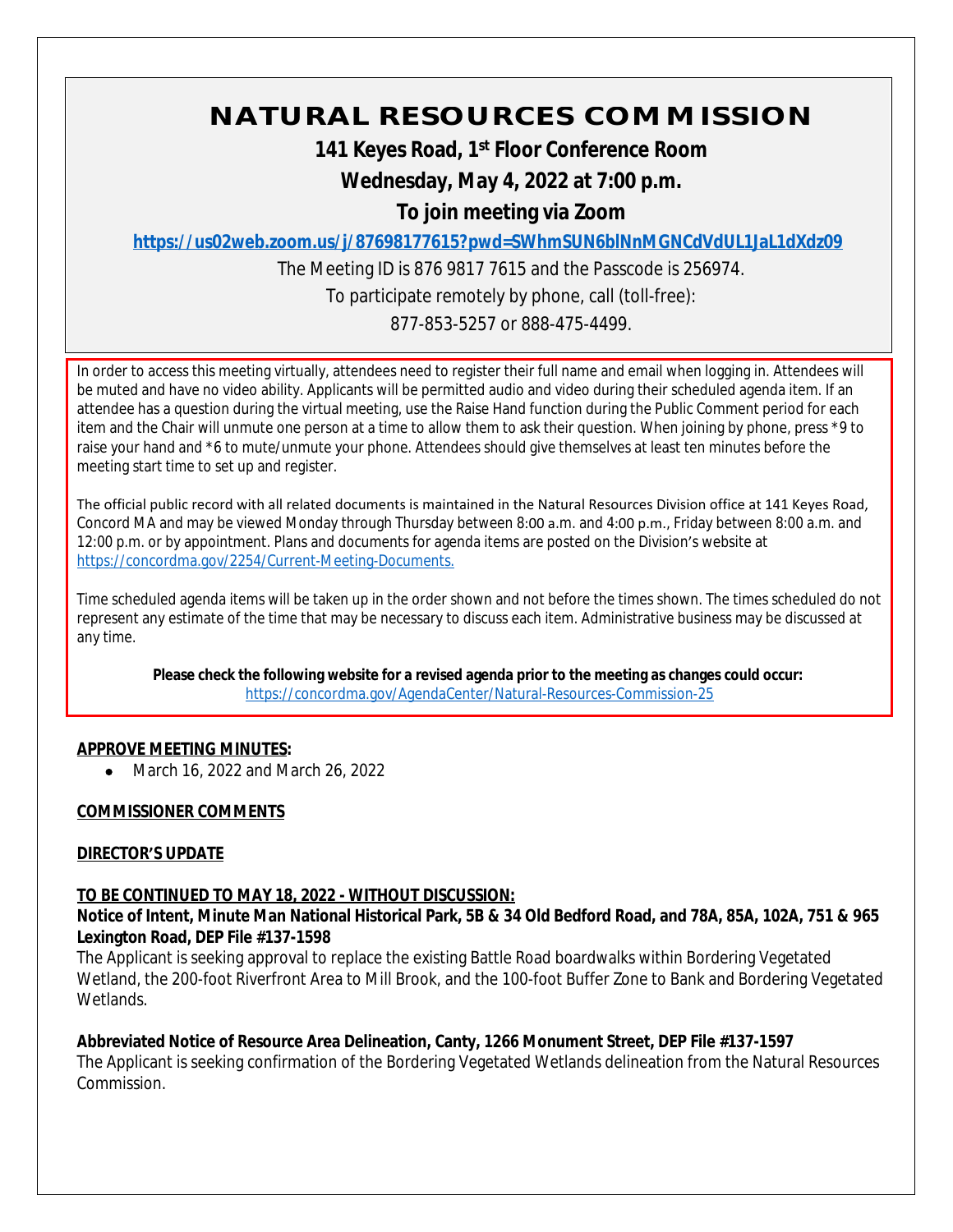# NATURAL RESOURCES COMMISSION

**141 Keyes Road, 1st Floor Conference Room**

**Wednesday, May 4, 2022 at 7:00 p.m.**

**To join meeting via Zoom**

**https://us02web.zoom.us/j/87698177615?pwd=SWhmSUN6blNnMGNCdVdUL1JaL1dXdz09**

The Meeting ID is 876 9817 7615 and the Passcode is 256974.

To participate remotely by phone, call (toll-free):

877-853-5257 or 888-475-4499.

In order to access this meeting virtually, attendees need to register their full name and email when logging in. Attendees will be muted and have no video ability. Applicants will be permitted audio and video during their scheduled agenda item. If an attendee has a question during the virtual meeting, use the Raise Hand function during the Public Comment period for each item and the Chair will unmute one person at a time to allow them to ask their question. When joining by phone, press *9 to raise your hand and *6 to mute/unmute your phone. Attendees should give themselves at least ten minutes before the meeting start time to set up and register.

The official public record with all related documents is maintained in the Natural Resources Division office at 141 Keyes Road, Concord MA and may be viewed Monday through Thursday between 8:00 a.m. and 4:00 p.m., Friday between 8:00 a.m. and 12:00 p.m. or by appointment. Plans and documents for agenda items are posted on the Division's website at https://concordma.gov/2254/Current-Meeting-Documents.

Time scheduled agenda items will be taken up in the order shown and not before the times shown. The times scheduled do not represent any estimate of the time that may be necessary to discuss each item. Administrative business may be discussed at any time.

**Please check the following website for a revised agenda prior to the meeting as changes could occur:**
https://concordma.gov/AgendaCenter/Natural-Resources-Commission-25

**APPROVE MEETING MINUTES:**

- March 16, 2022 and March 26, 2022

**COMMISSIONER COMMENTS**

**DIRECTOR'S UPDATE**

**TO BE CONTINUED TO MAY 18, 2022 - WITHOUT DISCUSSION:**

**Notice of Intent, Minute Man National Historical Park, 5B & 34 Old Bedford Road, and 78A, 85A, 102A, 751 & 965 Lexington Road, DEP File #137-1598**

The Applicant is seeking approval to replace the existing Battle Road boardwalks within Bordering Vegetated Wetland, the 200-foot Riverfront Area to Mill Brook, and the 100-foot Buffer Zone to Bank and Bordering Vegetated Wetlands.

**Abbreviated Notice of Resource Area Delineation, Canty, 1266 Monument Street, DEP File #137-1597**

The Applicant is seeking confirmation of the Bordering Vegetated Wetlands delineation from the Natural Resources Commission.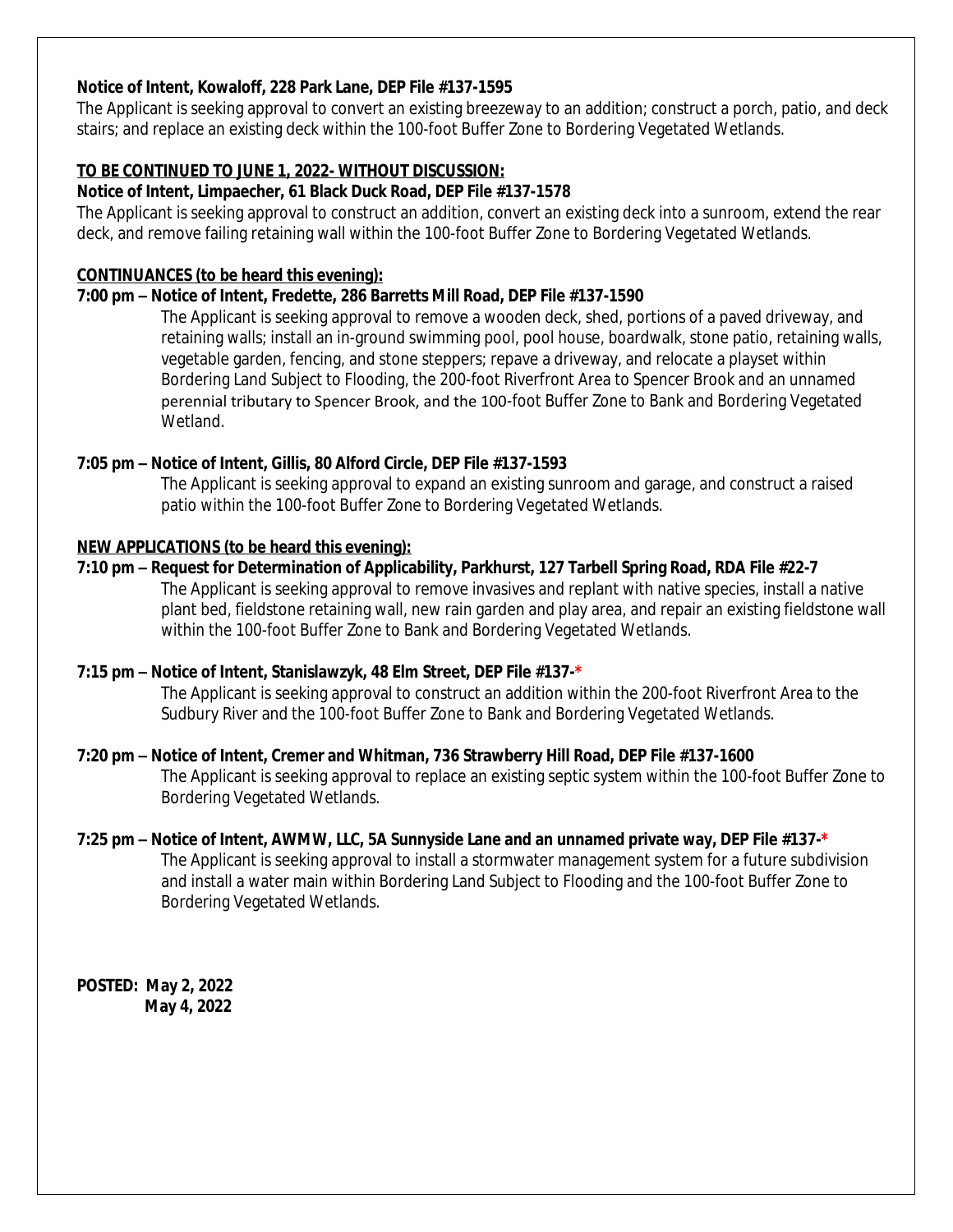**Notice of Intent, Kowaloff, 228 Park Lane, DEP File #137-1595**

The Applicant is seeking approval to convert an existing breezeway to an addition; construct a porch, patio, and deck stairs; and replace an existing deck within the 100-foot Buffer Zone to Bordering Vegetated Wetlands.

**TO BE CONTINUED TO JUNE 1, 2022- WITHOUT DISCUSSION:**

**Notice of Intent, Limpaecher, 61 Black Duck Road, DEP File #137-1578**

The Applicant is seeking approval to construct an addition, convert an existing deck into a sunroom, extend the rear deck, and remove failing retaining wall within the 100-foot Buffer Zone to Bordering Vegetated Wetlands.

**CONTINUANCES (to be heard this evening):**

**7:00 pm – Notice of Intent, Fredette, 286 Barretts Mill Road, DEP File #137-1590**

The Applicant is seeking approval to remove a wooden deck, shed, portions of a paved driveway, and retaining walls; install an in-ground swimming pool, pool house, boardwalk, stone patio, retaining walls, vegetable garden, fencing, and stone steppers; repave a driveway, and relocate a playset within Bordering Land Subject to Flooding, the 200-foot Riverfront Area to Spencer Brook and an unnamed perennial tributary to Spencer Brook, and the 100-foot Buffer Zone to Bank and Bordering Vegetated Wetland.

**7:05 pm – Notice of Intent, Gillis, 80 Alford Circle, DEP File #137-1593**

The Applicant is seeking approval to expand an existing sunroom and garage, and construct a raised patio within the 100-foot Buffer Zone to Bordering Vegetated Wetlands.

**NEW APPLICATIONS (to be heard this evening):**

**7:10 pm – Request for Determination of Applicability, Parkhurst, 127 Tarbell Spring Road, RDA File #22-7**

The Applicant is seeking approval to remove invasives and replant with native species, install a native plant bed, fieldstone retaining wall, new rain garden and play area, and repair an existing fieldstone wall within the 100-foot Buffer Zone to Bank and Bordering Vegetated Wetlands.

**7:15 pm – Notice of Intent, Stanislawzyk, 48 Elm Street, DEP File #137-***

The Applicant is seeking approval to construct an addition within the 200-foot Riverfront Area to the Sudbury River and the 100-foot Buffer Zone to Bank and Bordering Vegetated Wetlands.

**7:20 pm – Notice of Intent, Cremer and Whitman, 736 Strawberry Hill Road, DEP File #137-1600**

The Applicant is seeking approval to replace an existing septic system within the 100-foot Buffer Zone to Bordering Vegetated Wetlands.

**7:25 pm – Notice of Intent, AWMW, LLC, 5A Sunnyside Lane and an unnamed private way, DEP File #137-***

The Applicant is seeking approval to install a stormwater management system for a future subdivision and install a water main within Bordering Land Subject to Flooding and the 100-foot Buffer Zone to Bordering Vegetated Wetlands.

**POSTED: May 2, 2022**
**May 4, 2022**